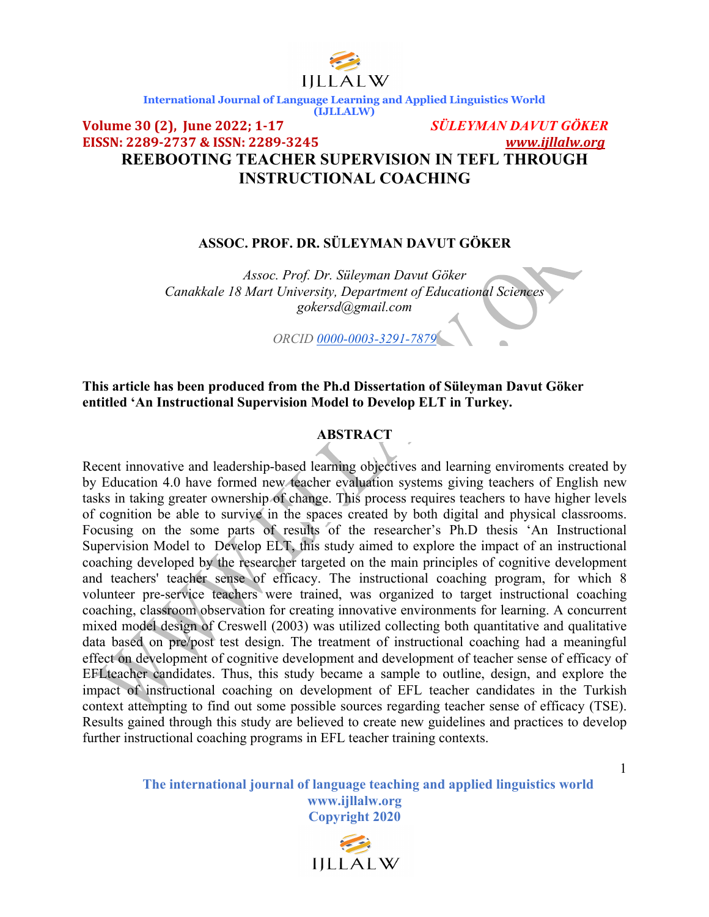# REEBOOTING TEACHER SUPERVISION IN TEFL THROUGH INSTRUCTIONAL COACHING

**ASSOC. PROF. DR. SÜLEYMAN DAVUT GÖKER**

*Assoc. Prof. Dr. Süleyman Davut Göker*
*Canakkale 18 Mart University, Department of Educational Sciences*
*gokersd@gmail.com*

*ORCID* 0000-0003-3291-7879

**This article has been produced from the Ph.d Dissertation of Süleyman Davut Göker entitled 'An Instructional Supervision Model to Develop ELT in Turkey.**

## ABSTRACT

Recent innovative and leadership-based learning objectives and learning enviroments created by by Education 4.0 have formed new teacher evaluation systems giving teachers of English new tasks in taking greater ownership of change. This process requires teachers to have higher levels of cognition be able to survive in the spaces created by both digital and physical classrooms. Focusing on the some parts of results of the researcher's Ph.D thesis 'An Instructional Supervision Model to Develop ELT, this study aimed to explore the impact of an instructional coaching developed by the researcher targeted on the main principles of cognitive development and teachers' teacher sense of efficacy. The instructional coaching program, for which 8 volunteer pre-service teachers were trained, was organized to target instructional coaching coaching, classroom observation for creating innovative environments for learning. A concurrent mixed model design of Creswell (2003) was utilized collecting both quantitative and qualitative data based on pre/post test design. The treatment of instructional coaching had a meaningful effect on development of cognitive development and development of teacher sense of efficacy of EFLteacher candidates. Thus, this study became a sample to outline, design, and explore the impact of instructional coaching on development of EFL teacher candidates in the Turkish context attempting to find out some possible sources regarding teacher sense of efficacy (TSE). Results gained through this study are believed to create new guidelines and practices to develop further instructional coaching programs in EFL teacher training contexts.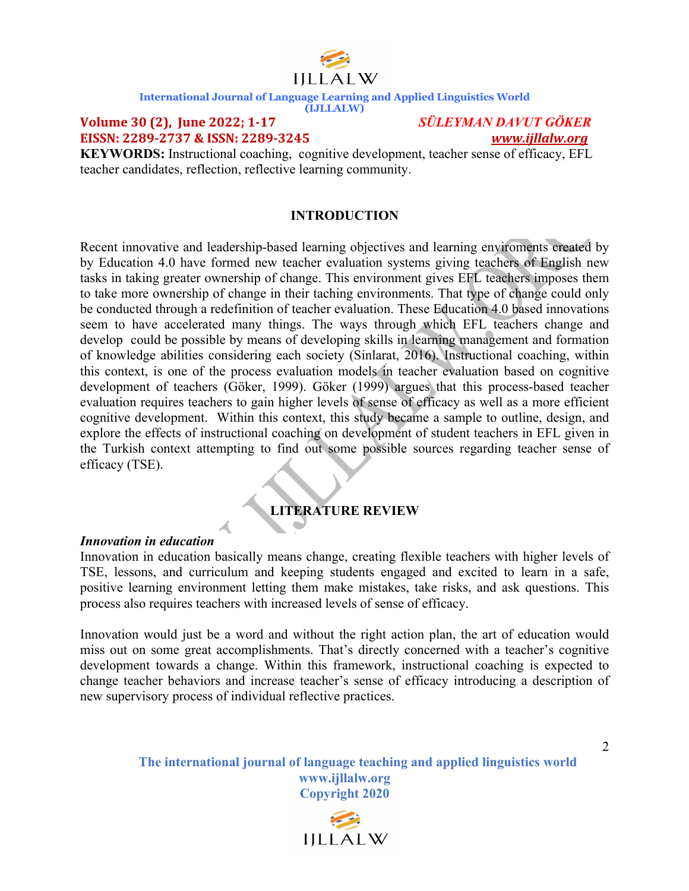**KEYWORDS:** Instructional coaching, cognitive development, teacher sense of efficacy, EFL teacher candidates, reflection, reflective learning community.

## INTRODUCTION

Recent innovative and leadership-based learning objectives and learning enviroments created by by Education 4.0 have formed new teacher evaluation systems giving teachers of English new tasks in taking greater ownership of change. This environment gives EFL teachers imposes them to take more ownership of change in their taching environments. That type of change could only be conducted through a redefinition of teacher evaluation. These Education 4.0 based innovations seem to have accelerated many things. The ways through which EFL teachers change and develop could be possible by means of developing skills in learning management and formation of knowledge abilities considering each society (Sinlarat, 2016). Instructional coaching, within this context, is one of the process evaluation models in teacher evaluation based on cognitive development of teachers (Göker, 1999). Göker (1999) argues that this process-based teacher evaluation requires teachers to gain higher levels of sense of efficacy as well as a more efficient cognitive development. Within this context, this study became a sample to outline, design, and explore the effects of instructional coaching on development of student teachers in EFL given in the Turkish context attempting to find out some possible sources regarding teacher sense of efficacy (TSE).

## LITERATURE REVIEW

### *Innovation in education*

Innovation in education basically means change, creating flexible teachers with higher levels of TSE, lessons, and curriculum and keeping students engaged and excited to learn in a safe, positive learning environment letting them make mistakes, take risks, and ask questions. This process also requires teachers with increased levels of sense of efficacy.

Innovation would just be a word and without the right action plan, the art of education would miss out on some great accomplishments. That's directly concerned with a teacher's cognitive development towards a change. Within this framework, instructional coaching is expected to change teacher behaviors and increase teacher's sense of efficacy introducing a description of new supervisory process of individual reflective practices.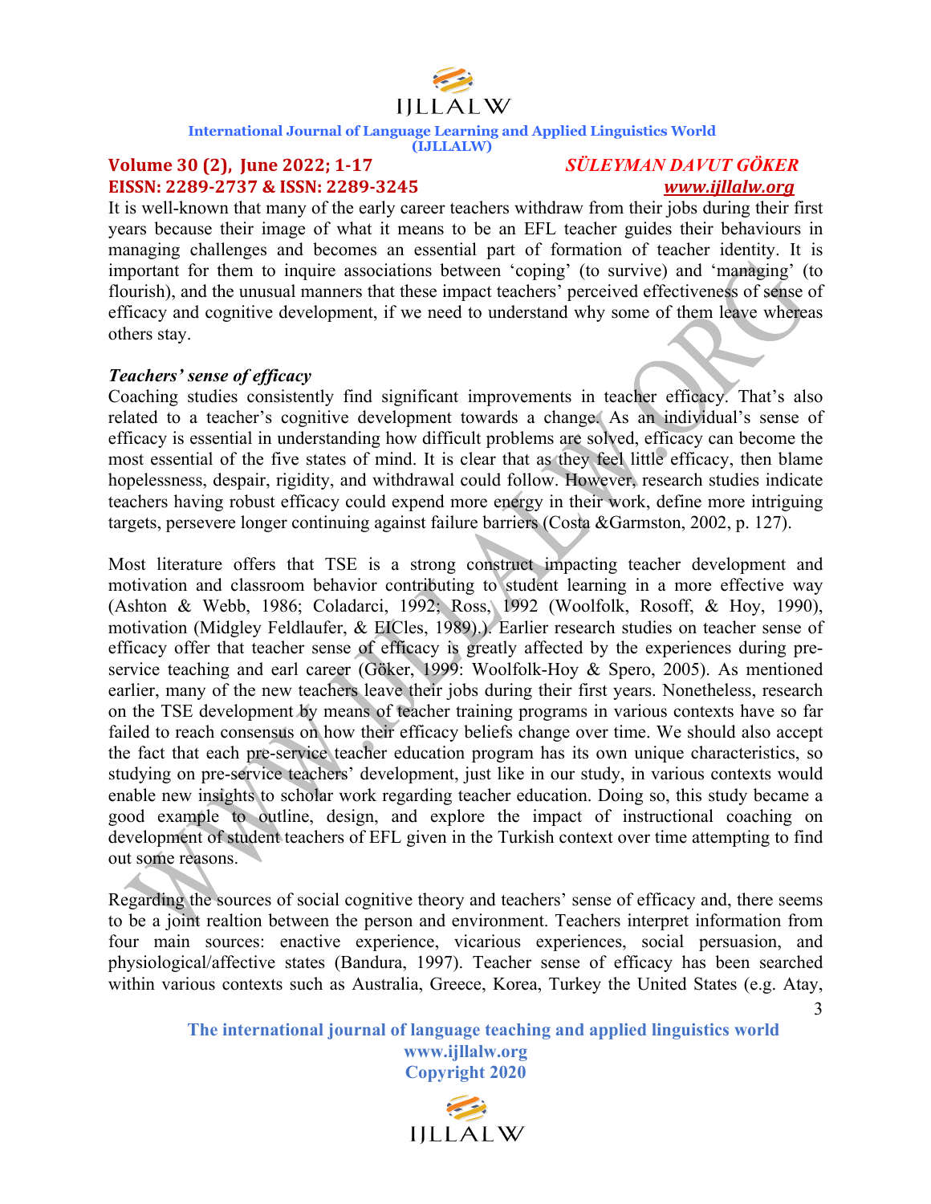It is well-known that many of the early career teachers withdraw from their jobs during their first years because their image of what it means to be an EFL teacher guides their behaviours in managing challenges and becomes an essential part of formation of teacher identity. It is important for them to inquire associations between 'coping' (to survive) and 'managing' (to flourish), and the unusual manners that these impact teachers' perceived effectiveness of sense of efficacy and cognitive development, if we need to understand why some of them leave whereas others stay.

***Teachers' sense of efficacy***

Coaching studies consistently find significant improvements in teacher efficacy. That's also related to a teacher's cognitive development towards a change. As an individual's sense of efficacy is essential in understanding how difficult problems are solved, efficacy can become the most essential of the five states of mind. It is clear that as they feel little efficacy, then blame hopelessness, despair, rigidity, and withdrawal could follow. However, research studies indicate teachers having robust efficacy could expend more energy in their work, define more intriguing targets, persevere longer continuing against failure barriers (Costa &Garmston, 2002, p. 127).

Most literature offers that TSE is a strong construct impacting teacher development and motivation and classroom behavior contributing to student learning in a more effective way (Ashton & Webb, 1986; Coladarci, 1992; Ross, 1992 (Woolfolk, Rosoff, & Hoy, 1990), motivation (Midgley Feldlaufer, & EICles, 1989).). Earlier research studies on teacher sense of efficacy offer that teacher sense of efficacy is greatly affected by the experiences during pre-service teaching and earl career (Göker, 1999: Woolfolk-Hoy & Spero, 2005). As mentioned earlier, many of the new teachers leave their jobs during their first years. Nonetheless, research on the TSE development by means of teacher training programs in various contexts have so far failed to reach consensus on how their efficacy beliefs change over time. We should also accept the fact that each pre-service teacher education program has its own unique characteristics, so studying on pre-service teachers' development, just like in our study, in various contexts would enable new insights to scholar work regarding teacher education. Doing so, this study became a good example to outline, design, and explore the impact of instructional coaching on development of student teachers of EFL given in the Turkish context over time attempting to find out some reasons.

Regarding the sources of social cognitive theory and teachers' sense of efficacy and, there seems to be a joint realtion between the person and environment. Teachers interpret information from four main sources: enactive experience, vicarious experiences, social persuasion, and physiological/affective states (Bandura, 1997). Teacher sense of efficacy has been searched within various contexts such as Australia, Greece, Korea, Turkey the United States (e.g. Atay,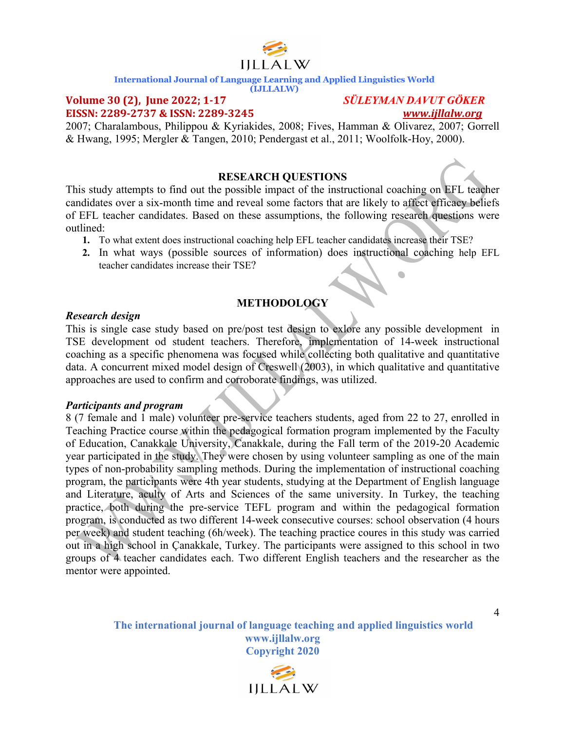2007; Charalambous, Philippou & Kyriakides, 2008; Fives, Hamman & Olivarez, 2007; Gorrell & Hwang, 1995; Mergler & Tangen, 2010; Pendergast et al., 2011; Woolfolk-Hoy, 2000).

## RESEARCH QUESTIONS

This study attempts to find out the possible impact of the instructional coaching on EFL teacher candidates over a six-month time and reveal some factors that are likely to affect efficacy beliefs of EFL teacher candidates. Based on these assumptions, the following research questions were outlined:

1. To what extent does instructional coaching help EFL teacher candidates increase their TSE?
2. In what ways (possible sources of information) does instructional coaching help EFL teacher candidates increase their TSE?

## METHODOLOGY

### *Research design*

This is single case study based on pre/post test design to exlore any possible development in TSE development od student teachers. Therefore, implementation of 14-week instructional coaching as a specific phenomena was focused while collecting both qualitative and quantitative data. A concurrent mixed model design of Creswell (2003), in which qualitative and quantitative approaches are used to confirm and corroborate findings, was utilized.

### *Participants and program*

8 (7 female and 1 male) volunteer pre-service teachers students, aged from 22 to 27, enrolled in Teaching Practice course within the pedagogical formation program implemented by the Faculty of Education, Canakkale University, Canakkale, during the Fall term of the 2019-20 Academic year participated in the study. They were chosen by using volunteer sampling as one of the main types of non-probability sampling methods. During the implementation of instructional coaching program, the participants were 4th year students, studying at the Department of English language and Literature, aculty of Arts and Sciences of the same university. In Turkey, the teaching practice, both during the pre-service TEFL program and within the pedagogical formation program, is conducted as two different 14-week consecutive courses: school observation (4 hours per week) and student teaching (6h/week). The teaching practice coures in this study was carried out in a high school in Çanakkale, Turkey. The participants were assigned to this school in two groups of 4 teacher candidates each. Two different English teachers and the researcher as the mentor were appointed.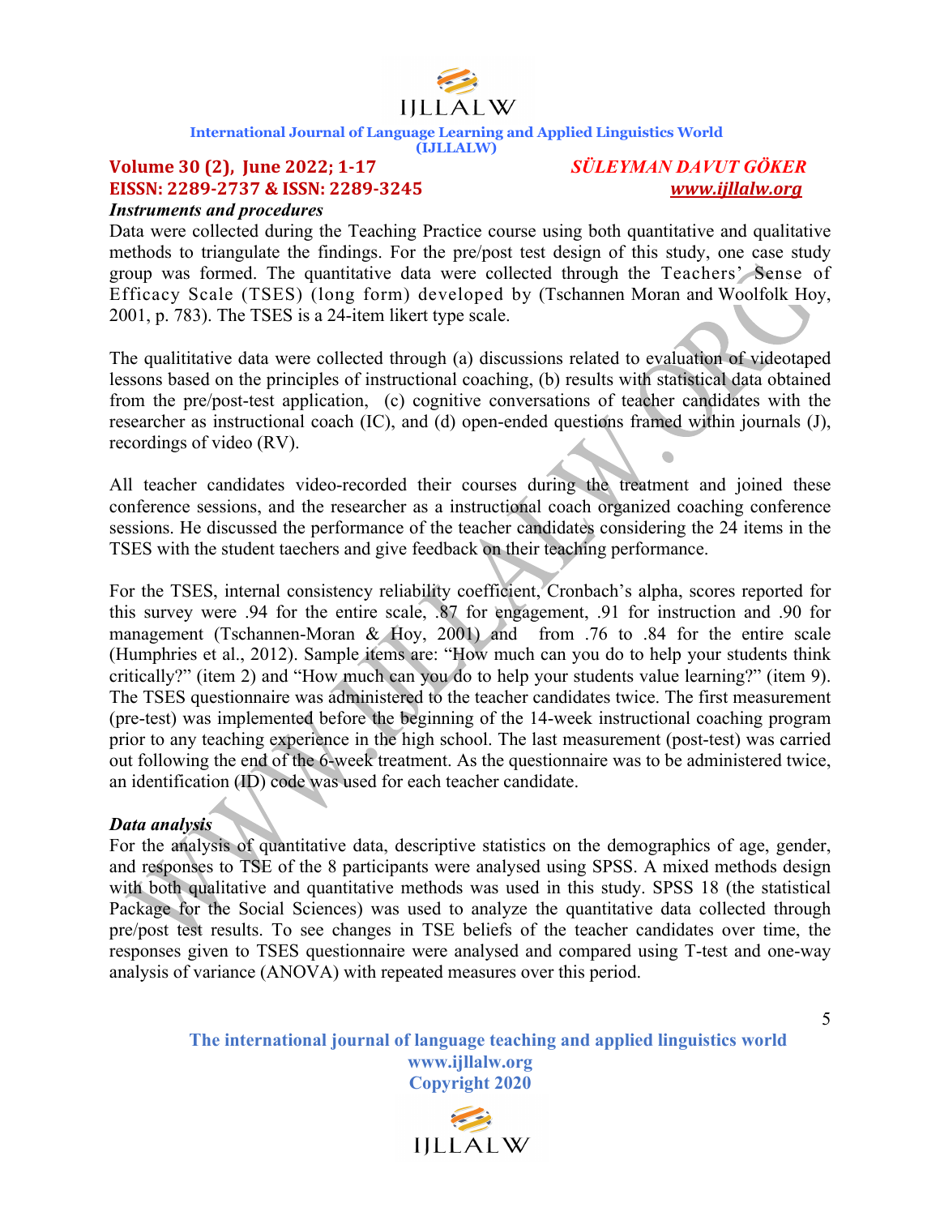### *Instruments and procedures*

Data were collected during the Teaching Practice course using both quantitative and qualitative methods to triangulate the findings. For the pre/post test design of this study, one case study group was formed. The quantitative data were collected through the Teachers' Sense of Efficacy Scale (TSES) (long form) developed by (Tschannen Moran and Woolfolk Hoy, 2001, p. 783). The TSES is a 24-item likert type scale.

The qualititative data were collected through (a) discussions related to evaluation of videotaped lessons based on the principles of instructional coaching, (b) results with statistical data obtained from the pre/post-test application, (c) cognitive conversations of teacher candidates with the researcher as instructional coach (IC), and (d) open-ended questions framed within journals (J), recordings of video (RV).

All teacher candidates video-recorded their courses during the treatment and joined these conference sessions, and the researcher as a instructional coach organized coaching conference sessions. He discussed the performance of the teacher candidates considering the 24 items in the TSES with the student taechers and give feedback on their teaching performance.

For the TSES, internal consistency reliability coefficient, Cronbach's alpha, scores reported for this survey were .94 for the entire scale, .87 for engagement, .91 for instruction and .90 for management (Tschannen-Moran & Hoy, 2001) and from .76 to .84 for the entire scale (Humphries et al., 2012). Sample items are: "How much can you do to help your students think critically?" (item 2) and "How much can you do to help your students value learning?" (item 9). The TSES questionnaire was administered to the teacher candidates twice. The first measurement (pre-test) was implemented before the beginning of the 14-week instructional coaching program prior to any teaching experience in the high school. The last measurement (post-test) was carried out following the end of the 6-week treatment. As the questionnaire was to be administered twice, an identification (ID) code was used for each teacher candidate.

### *Data analysis*

For the analysis of quantitative data, descriptive statistics on the demographics of age, gender, and responses to TSE of the 8 participants were analysed using SPSS. A mixed methods design with both qualitative and quantitative methods was used in this study. SPSS 18 (the statistical Package for the Social Sciences) was used to analyze the quantitative data collected through pre/post test results. To see changes in TSE beliefs of the teacher candidates over time, the responses given to TSES questionnaire were analysed and compared using T-test and one-way analysis of variance (ANOVA) with repeated measures over this period.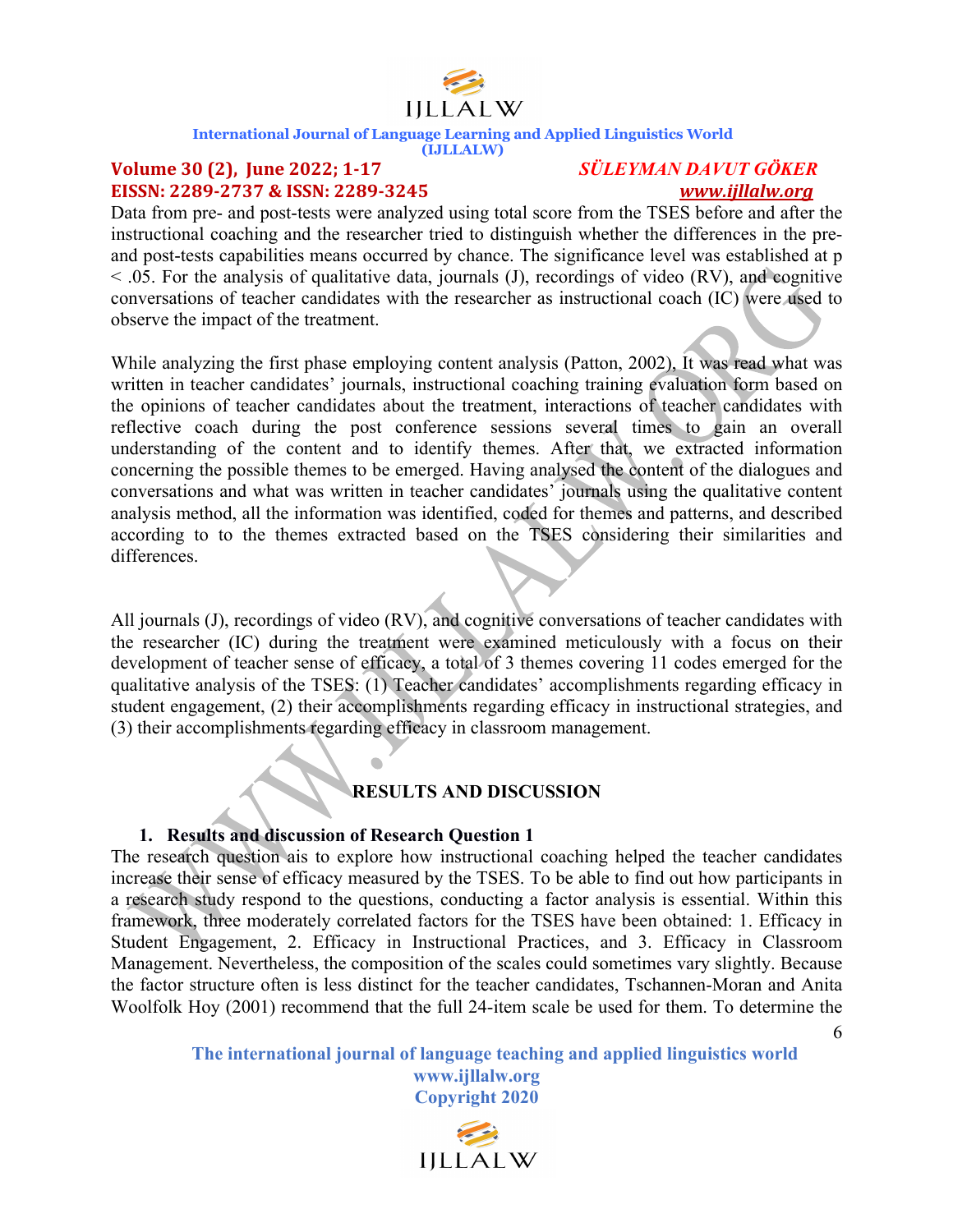Data from pre- and post-tests were analyzed using total score from the TSES before and after the instructional coaching and the researcher tried to distinguish whether the differences in the pre- and post-tests capabilities means occurred by chance. The significance level was established at $p < .05$. For the analysis of qualitative data, journals (J), recordings of video (RV), and cognitive conversations of teacher candidates with the researcher as instructional coach (IC) were used to observe the impact of the treatment.

While analyzing the first phase employing content analysis (Patton, 2002), It was read what was written in teacher candidates' journals, instructional coaching training evaluation form based on the opinions of teacher candidates about the treatment, interactions of teacher candidates with reflective coach during the post conference sessions several times to gain an overall understanding of the content and to identify themes. After that, we extracted information concerning the possible themes to be emerged. Having analysed the content of the dialogues and conversations and what was written in teacher candidates' journals using the qualitative content analysis method, all the information was identified, coded for themes and patterns, and described according to to the themes extracted based on the TSES considering their similarities and differences.

All journals (J), recordings of video (RV), and cognitive conversations of teacher candidates with the researcher (IC) during the treatment were examined meticulously with a focus on their development of teacher sense of efficacy, a total of 3 themes covering 11 codes emerged for the qualitative analysis of the TSES: (1) Teacher candidates' accomplishments regarding efficacy in student engagement, (2) their accomplishments regarding efficacy in instructional strategies, and (3) their accomplishments regarding efficacy in classroom management.

## RESULTS AND DISCUSSION

### 1. Results and discussion of Research Question 1

The research question ais to explore how instructional coaching helped the teacher candidates increase their sense of efficacy measured by the TSES. To be able to find out how participants in a research study respond to the questions, conducting a factor analysis is essential. Within this framework, three moderately correlated factors for the TSES have been obtained: 1. Efficacy in Student Engagement, 2. Efficacy in Instructional Practices, and 3. Efficacy in Classroom Management. Nevertheless, the composition of the scales could sometimes vary slightly. Because the factor structure often is less distinct for the teacher candidates, Tschannen-Moran and Anita Woolfolk Hoy (2001) recommend that the full 24-item scale be used for them. To determine the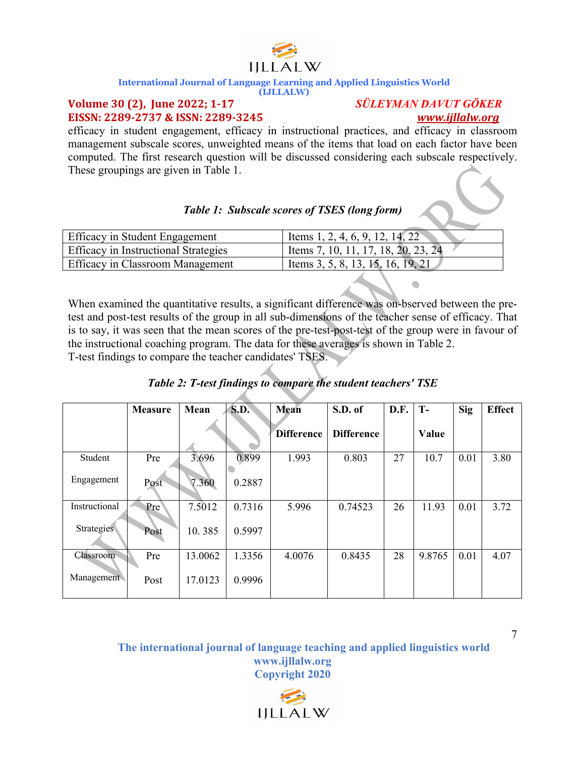efficacy in student engagement, efficacy in instructional practices, and efficacy in classroom management subscale scores, unweighted means of the items that load on each factor have been computed. The first research question will be discussed considering each subscale respectively. These groupings are given in Table 1.

***Table 1: Subscale scores of TSES (long form)***

| | |
|---|---|
| Efficacy in Student Engagement | Items 1, 2, 4, 6, 9, 12, 14, 22 |
| Efficacy in Instructional Strategies | Items 7, 10, 11, 17, 18, 20, 23, 24 |
| Efficacy in Classroom Management | Items 3, 5, 8, 13, 15, 16, 19, 21 |

When examined the quantitative results, a significant difference was on-bserved between the pre-test and post-test results of the group in all sub-dimensions of the teacher sense of efficacy. That is to say, it was seen that the mean scores of the pre-test-post-test of the group were in favour of the instructional coaching program. The data for these averages is shown in Table 2.
T-test findings to compare the teacher candidates' TSES.

***Table 2: T-test findings to compare the student teachers' TSE***

| | **Measure** | **Mean** | **S.D.** | **Mean Difference** | **S.D. of Difference** | **D.F.** | **T-Value** | **Sig** | **Effect** |
|---|---|---|---|---|---|---|---|---|---|
| Student Engagement | Pre | 3.696 | 0.899 | 1.993 | 0.803 | 27 | 10.7 | 0.01 | 3.80 |
| | Post | 7.360 | 0.2887 | | | | | | |
| Instructional Strategies | Pre | 7.5012 | 0.7316 | 5.996 | 0.74523 | 26 | 11.93 | 0.01 | 3.72 |
| | Post | 10. 385 | 0.5997 | | | | | | |
| Classroom Management | Pre | 13.0062 | 1.3356 | 4.0076 | 0.8435 | 28 | 9.8765 | 0.01 | 4.07 |
| | Post | 17.0123 | 0.9996 | | | | | | |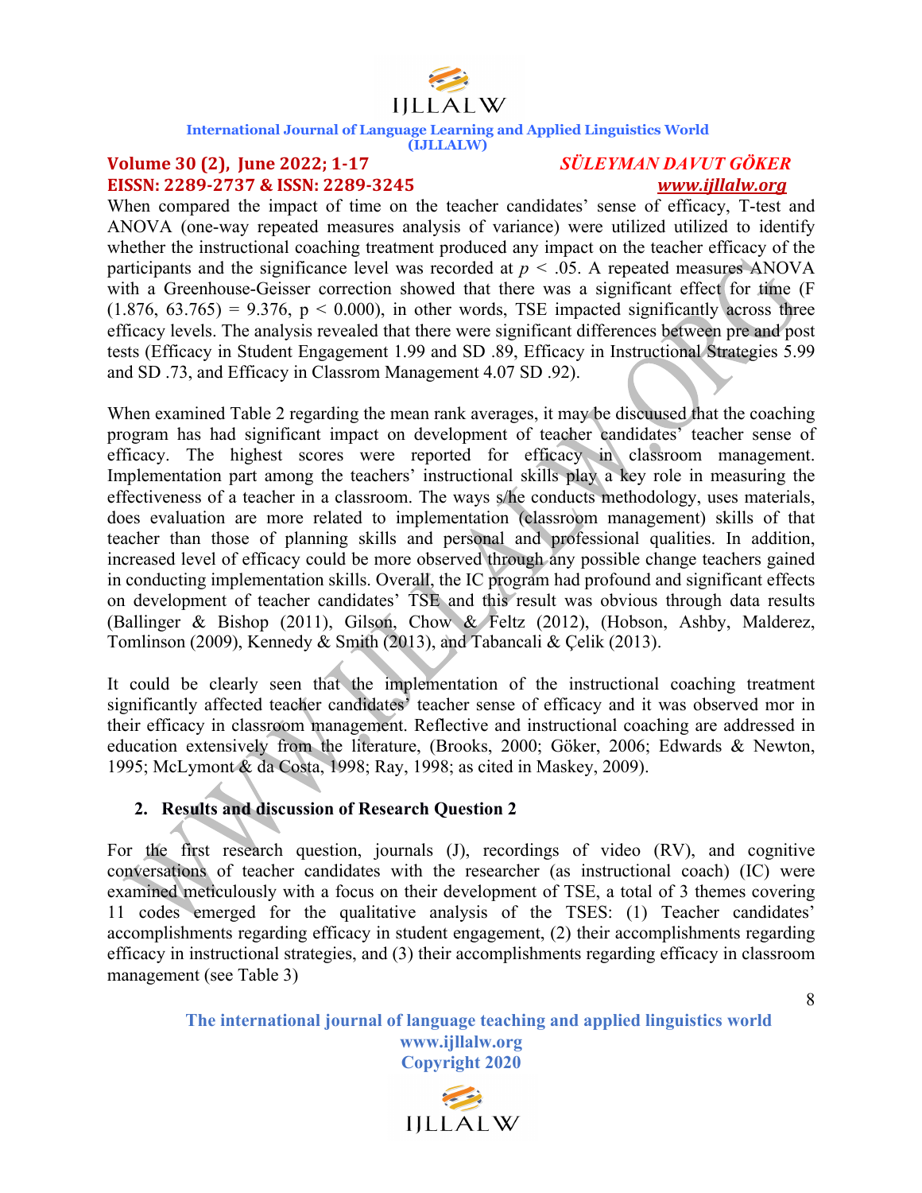When compared the impact of time on the teacher candidates' sense of efficacy, T-test and ANOVA (one-way repeated measures analysis of variance) were utilized utilized to identify whether the instructional coaching treatment produced any impact on the teacher efficacy of the participants and the significance level was recorded at $p < .05$. A repeated measures ANOVA with a Greenhouse-Geisser correction showed that there was a significant effect for time ($F$ (1.876, 63.765) = 9.376, $p < 0.000$), in other words, TSE impacted significantly across three efficacy levels. The analysis revealed that there were significant differences between pre and post tests (Efficacy in Student Engagement 1.99 and SD .89, Efficacy in Instructional Strategies 5.99 and SD .73, and Efficacy in Classrom Management 4.07 SD .92).

When examined Table 2 regarding the mean rank averages, it may be discuused that the coaching program has had significant impact on development of teacher candidates' teacher sense of efficacy. The highest scores were reported for efficacy in classroom management. Implementation part among the teachers' instructional skills play a key role in measuring the effectiveness of a teacher in a classroom. The ways s/he conducts methodology, uses materials, does evaluation are more related to implementation (classroom management) skills of that teacher than those of planning skills and personal and professional qualities. In addition, increased level of efficacy could be more observed through any possible change teachers gained in conducting implementation skills. Overall, the IC program had profound and significant effects on development of teacher candidates' TSE and this result was obvious through data results (Ballinger & Bishop (2011), Gilson, Chow & Feltz (2012), (Hobson, Ashby, Malderez, Tomlinson (2009), Kennedy & Smith (2013), and Tabancali & Çelik (2013).

It could be clearly seen that the implementation of the instructional coaching treatment significantly affected teacher candidates' teacher sense of efficacy and it was observed mor in their efficacy in classroom management. Reflective and instructional coaching are addressed in education extensively from the literature, (Brooks, 2000; Göker, 2006; Edwards & Newton, 1995; McLymont & da Costa, 1998; Ray, 1998; as cited in Maskey, 2009).

## 2. Results and discussion of Research Question 2

For the first research question, journals (J), recordings of video (RV), and cognitive conversations of teacher candidates with the researcher (as instructional coach) (IC) were examined meticulously with a focus on their development of TSE, a total of 3 themes covering 11 codes emerged for the qualitative analysis of the TSES: (1) Teacher candidates' accomplishments regarding efficacy in student engagement, (2) their accomplishments regarding efficacy in instructional strategies, and (3) their accomplishments regarding efficacy in classroom management (see Table 3)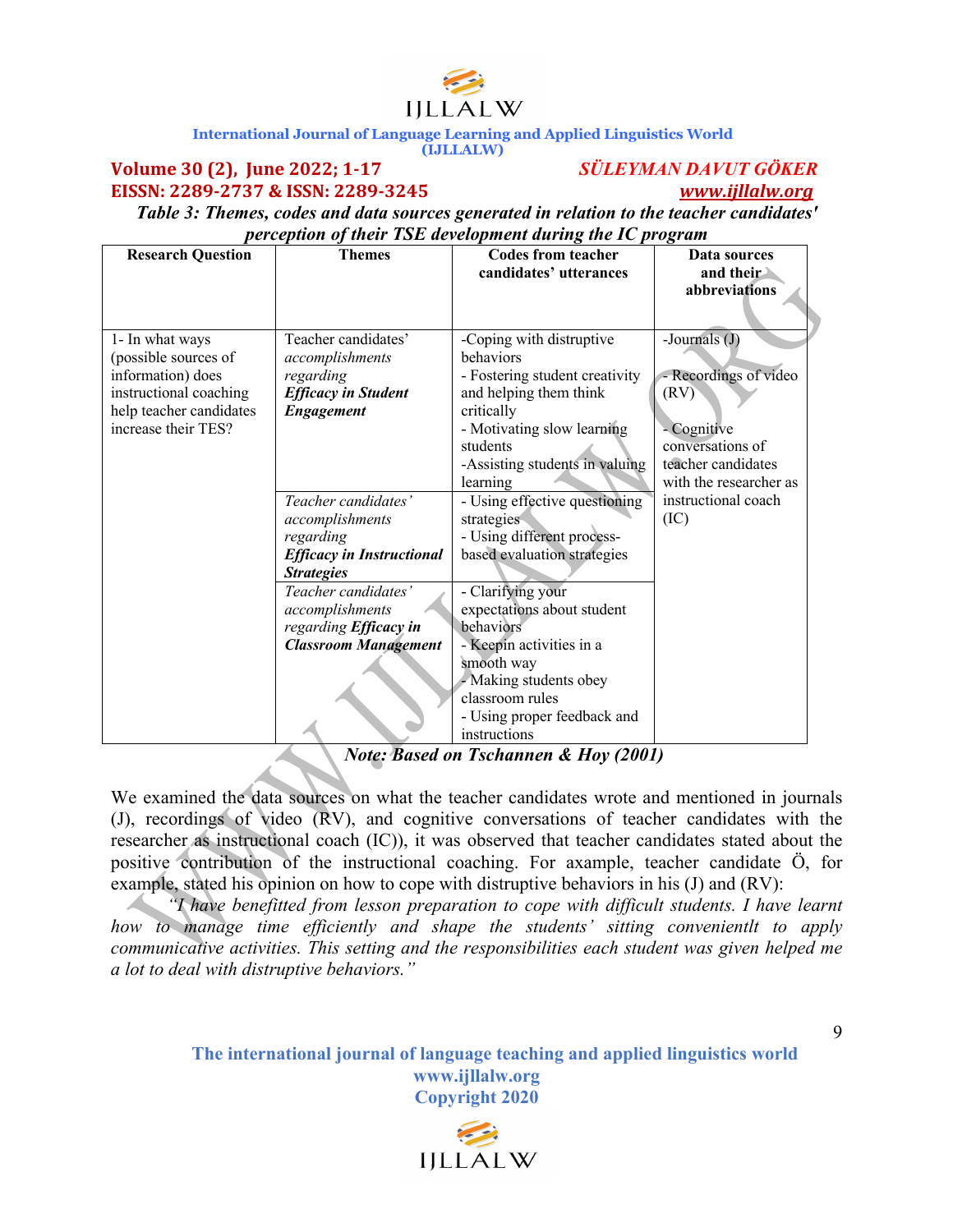*Table 3: Themes, codes and data sources generated in relation to the teacher candidates' perception of their TSE development during the IC program*

| Research Question | Themes | Codes from teacher candidates' utterances | Data sources and their abbreviations |
|---|---|---|---|
| 1- In what ways (possible sources of information) does instructional coaching help teacher candidates increase their TES? | Teacher candidates' *accomplishments regarding* ***Efficacy in Student Engagement*** | -Coping with distruptive behaviors<br>- Fostering student creativity and helping them think critically<br>- Motivating slow learning students<br>-Assisting students in valuing learning | -Journals (J)<br><br>- Recordings of video (RV)<br><br>- Cognitive conversations of teacher candidates with the researcher as instructional coach (IC) |
| | *Teacher candidates' accomplishments regarding* ***Efficacy in Instructional Strategies*** | - Using effective questioning strategies<br>- Using different process-based evaluation strategies | |
| | *Teacher candidates' accomplishments regarding* ***Efficacy in Classroom Management*** | - Clarifying your expectations about student behaviors<br>- Keepin activities in a smooth way<br>- Making students obey classroom rules<br>- Using proper feedback and instructions | |

***Note: Based on Tschannen & Hoy (2001)***

We examined the data sources on what the teacher candidates wrote and mentioned in journals (J), recordings of video (RV), and cognitive conversations of teacher candidates with the researcher as instructional coach (IC)), it was observed that teacher candidates stated about the positive contribution of the instructional coaching. For axample, teacher candidate Ö, for example, stated his opinion on how to cope with distruptive behaviors in his (J) and (RV):

*"I have benefitted from lesson preparation to cope with difficult students. I have learnt how to manage time efficiently and shape the students' sitting convenientlt to apply communicative activities. This setting and the responsibilities each student was given helped me a lot to deal with distruptive behaviors."*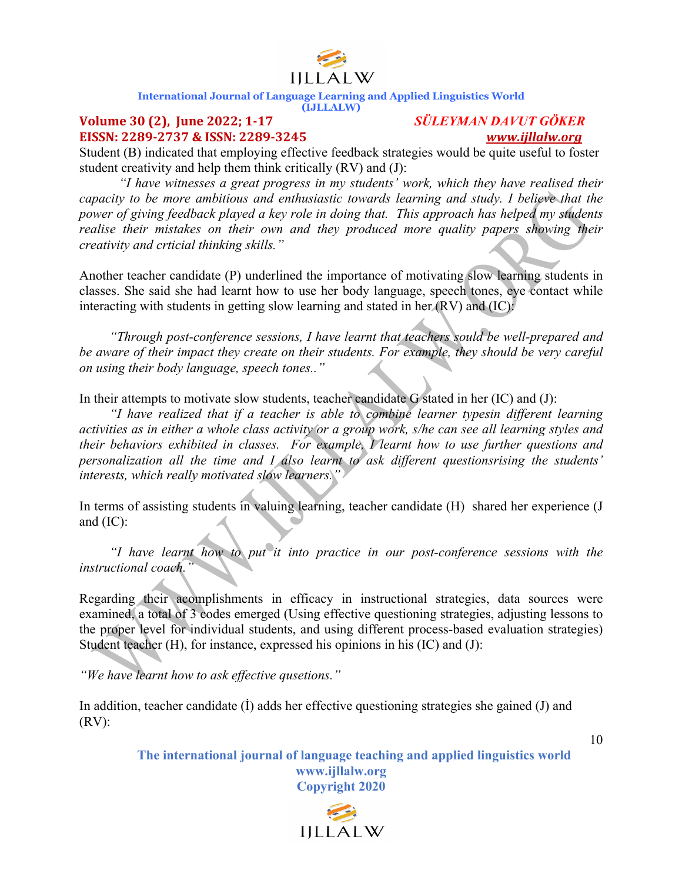Student (B) indicated that employing effective feedback strategies would be quite useful to foster student creativity and help them think critically (RV) and (J):

*"I have witnesses a great progress in my students' work, which they have realised their capacity to be more ambitious and enthusiastic towards learning and study. I believe that the power of giving feedback played a key role in doing that. This approach has helped my students realise their mistakes on their own and they produced more quality papers showing their creativity and crtical thinking skills."*

Another teacher candidate (P) underlined the importance of motivating slow learning students in classes. She said she had learnt how to use her body language, speech tones, eye contact while interacting with students in getting slow learning and stated in her (RV) and (IC):

*"Through post-conference sessions, I have learnt that teachers sould be well-prepared and be aware of their impact they create on their students. For example, they should be very careful on using their body language, speech tones.."*

In their attempts to motivate slow students, teacher candidate G stated in her (IC) and (J):

*"I have realized that if a teacher is able to combine learner typesin different learning activities as in either a whole class activity or a group work, s/he can see all learning styles and their behaviors exhibited in classes. For example, I learnt how to use further questions and personalization all the time and I also learnt to ask different questionsrising the students' interests, which really motivated slow learners."*

In terms of assisting students in valuing learning, teacher candidate (H) shared her experience (J and (IC):

*"I have learnt how to put it into practice in our post-conference sessions with the instructional coach."*

Regarding their acomplishments in efficacy in instructional strategies, data sources were examined, a total of 3 codes emerged (Using effective questioning strategies, adjusting lessons to the proper level for individual students, and using different process-based evaluation strategies) Student teacher (H), for instance, expressed his opinions in his (IC) and (J):

*"We have learnt how to ask effective qusetions."*

In addition, teacher candidate (İ) adds her effective questioning strategies she gained (J) and (RV):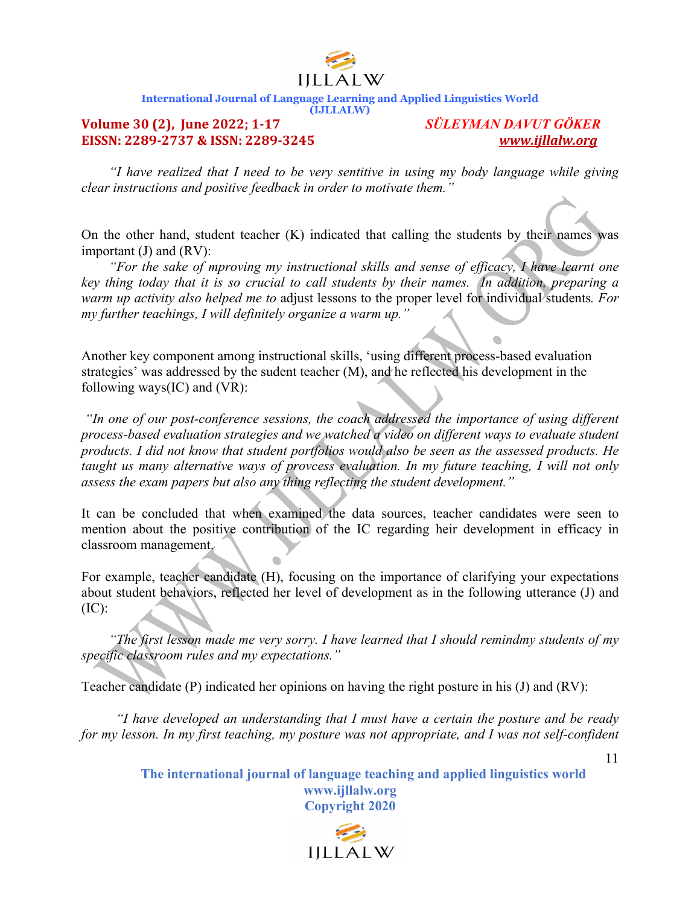*"I have realized that I need to be very sentitive in using my body language while giving clear instructions and positive feedback in order to motivate them."*

On the other hand, student teacher (K) indicated that calling the students by their names was important (J) and (RV):

*"For the sake of mproving my instructional skills and sense of efficacy, I have learnt one key thing today that it is so crucial to call students by their names. In addition, preparing a warm up activity also helped me to* adjust lessons to the proper level for individual students*. For my further teachings, I will definitely organize a warm up."*

Another key component among instructional skills, 'using different process-based evaluation strategies' was addressed by the sudent teacher (M), and he reflected his development in the following ways(IC) and (VR):

*"In one of our post-conference sessions, the coach addressed the importance of using different process-based evaluation strategies and we watched a video on different ways to evaluate student products. I did not know that student portfolios would also be seen as the assessed products. He taught us many alternative ways of provcess evaluation. In my future teaching, I will not only assess the exam papers but also any thing reflecting the student development."*

It can be concluded that when examined the data sources, teacher candidates were seen to mention about the positive contribution of the IC regarding heir development in efficacy in classroom management.

For example, teacher candidate (H), focusing on the importance of clarifying your expectations about student behaviors, reflected her level of development as in the following utterance (J) and (IC):

*"The first lesson made me very sorry. I have learned that I should remindmy students of my specific classroom rules and my expectations."*

Teacher candidate (P) indicated her opinions on having the right posture in his (J) and (RV):

*"I have developed an understanding that I must have a certain the posture and be ready for my lesson. In my first teaching, my posture was not appropriate, and I was not self-confident*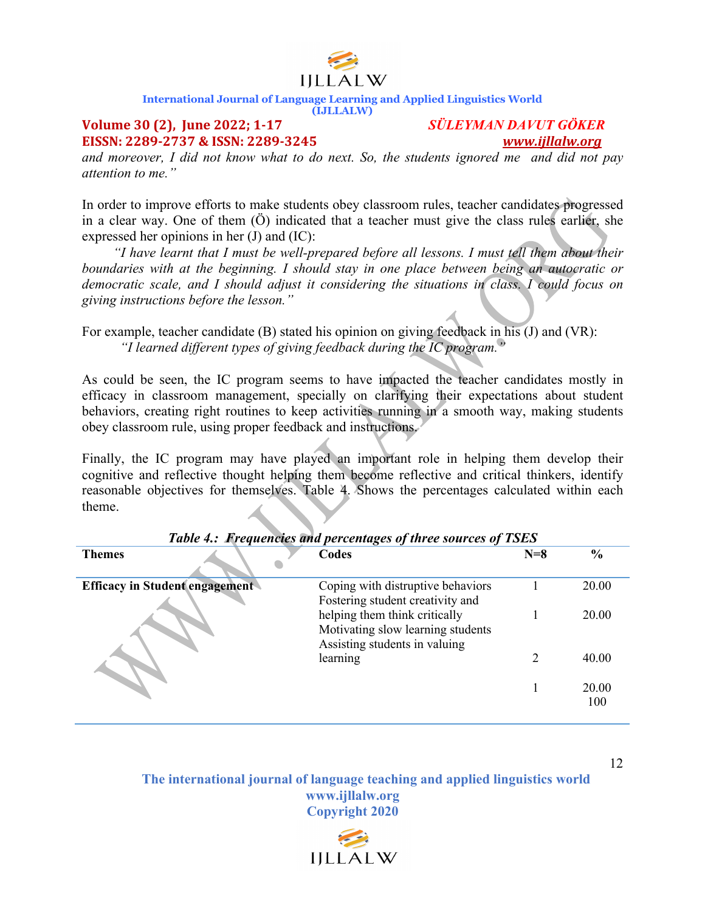and moreover, I did not know what to do next. So, the students ignored me and did not pay attention to me."*

In order to improve efforts to make students obey classroom rules, teacher candidates progressed in a clear way. One of them (Ö) indicated that a teacher must give the class rules earlier, she expressed her opinions in her (J) and (IC):

*"I have learnt that I must be well-prepared before all lessons. I must tell them about their boundaries with at the beginning. I should stay in one place between being an autocratic or democratic scale, and I should adjust it considering the situations in class. I could focus on giving instructions before the lesson."*

For example, teacher candidate (B) stated his opinion on giving feedback in his (J) and (VR):

*"I learned different types of giving feedback during the IC program."*

As could be seen, the IC program seems to have impacted the teacher candidates mostly in efficacy in classroom management, specially on clarifying their expectations about student behaviors, creating right routines to keep activities running in a smooth way, making students obey classroom rule, using proper feedback and instructions.

Finally, the IC program may have played an important role in helping them develop their cognitive and reflective thought helping them become reflective and critical thinkers, identify reasonable objectives for themselves. Table 4. Shows the percentages calculated within each theme.

***Table 4.: Frequencies and percentages of three sources of TSES***

| Themes | Codes | N=8 | % |
|---|---|---|---|
| **Efficacy in Student engagement** | Coping with distruptive behaviors | 1 | 20.00 |
| | Fostering student creativity and helping them think critically | 1 | 20.00 |
| | Motivating slow learning students | 2 | 40.00 |
| | Assisting students in valuing learning | 1 | 20.00 |
| | | | 100 |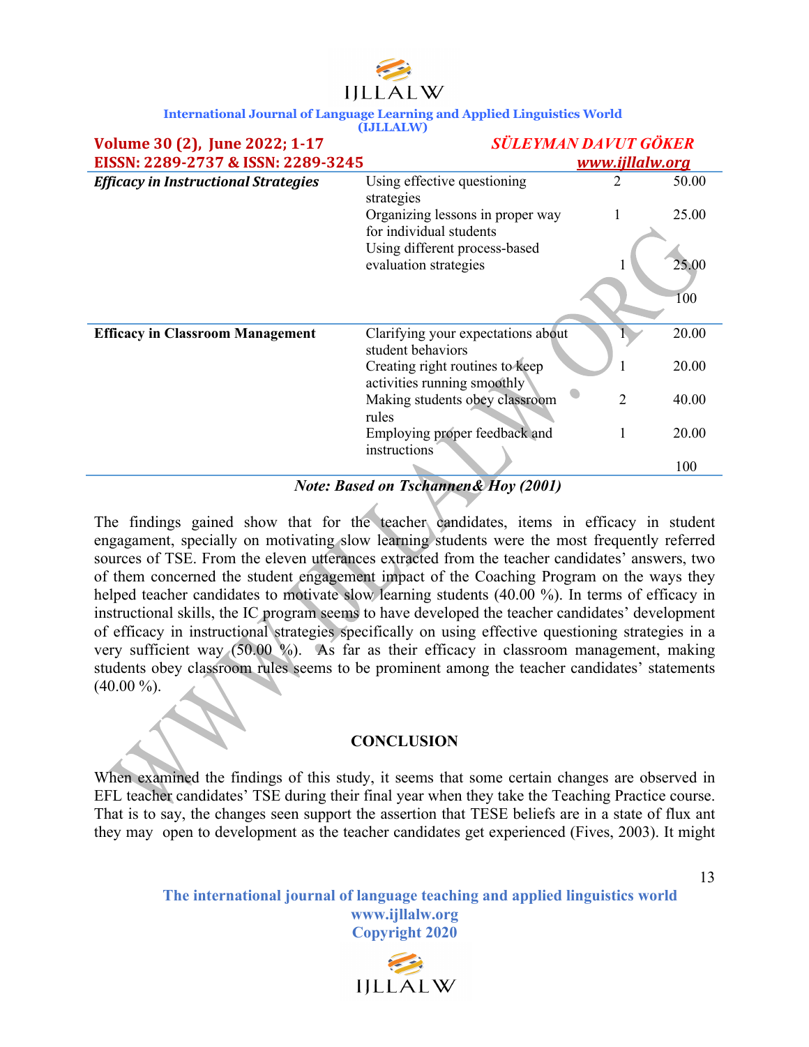| | | | |
|---|---|---|---|
| ***Efficacy in Instructional Strategies*** | Using effective questioning strategies | 2 | 50.00 |
| | Organizing lessons in proper way for individual students | 1 | 25.00 |
| | Using different process-based evaluation strategies | 1 | 25.00 |
| | | | 100 |
| **Efficacy in Classroom Management** | Clarifying your expectations about student behaviors | 1 | 20.00 |
| | Creating right routines to keep activities running smoothly | 1 | 20.00 |
| | Making students obey classroom rules | 2 | 40.00 |
| | Employing proper feedback and instructions | 1 | 20.00 |
| | | | 100 |

***Note: Based on Tschannen& Hoy (2001)***

The findings gained show that for the teacher candidates, items in efficacy in student engagament, specially on motivating slow learning students were the most frequently referred sources of TSE. From the eleven utterances extracted from the teacher candidates' answers, two of them concerned the student engagement impact of the Coaching Program on the ways they helped teacher candidates to motivate slow learning students (40.00 %). In terms of efficacy in instructional skills, the IC program seems to have developed the teacher candidates' development of efficacy in instructional strategies specifically on using effective questioning strategies in a very sufficient way (50.00 %). As far as their efficacy in classroom management, making students obey classroom rules seems to be prominent among the teacher candidates' statements (40.00 %).

## CONCLUSION

When examined the findings of this study, it seems that some certain changes are observed in EFL teacher candidates' TSE during their final year when they take the Teaching Practice course. That is to say, the changes seen support the assertion that TESE beliefs are in a state of flux ant they may open to development as the teacher candidates get experienced (Fives, 2003). It might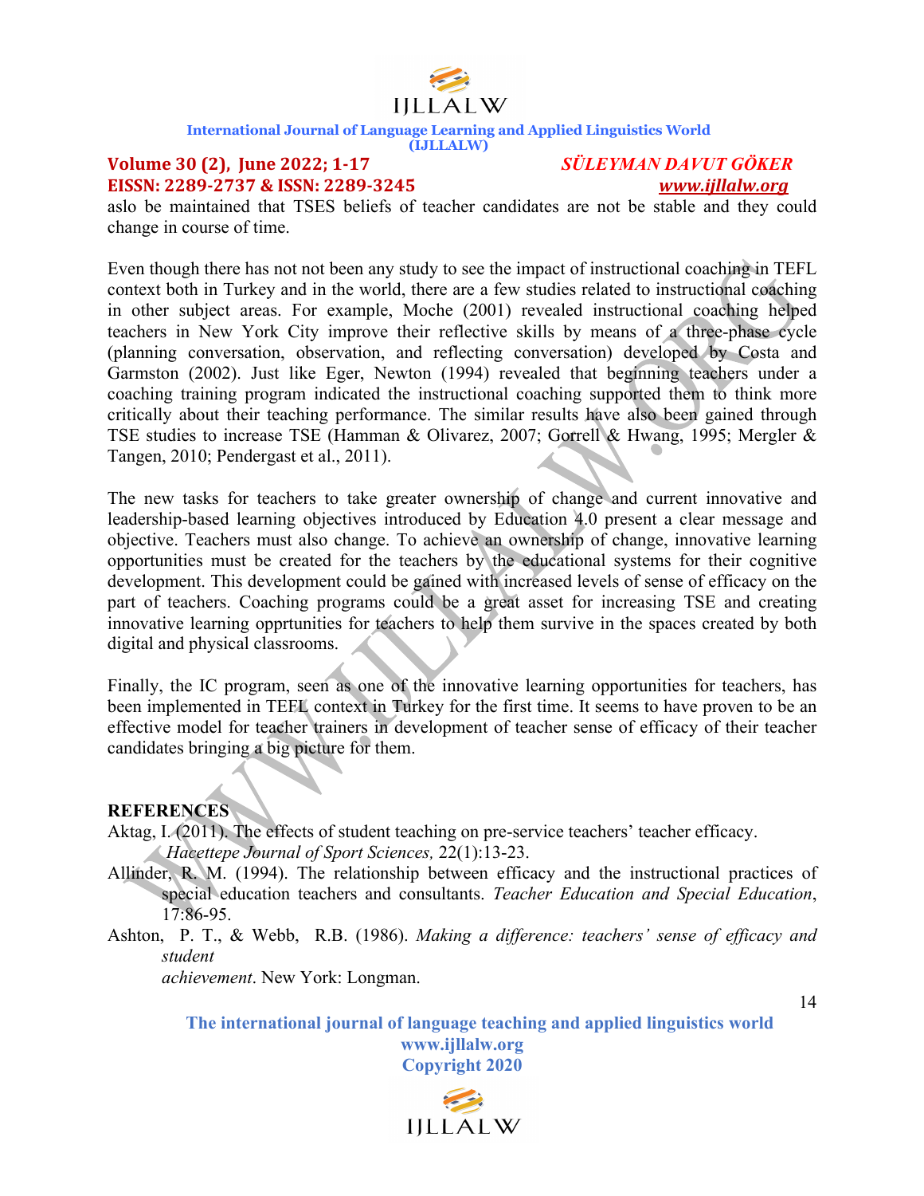aslo be maintained that TSES beliefs of teacher candidates are not be stable and they could change in course of time.

Even though there has not not been any study to see the impact of instructional coaching in TEFL context both in Turkey and in the world, there are a few studies related to instructional coaching in other subject areas. For example, Moche (2001) revealed instructional coaching helped teachers in New York City improve their reflective skills by means of a three-phase cycle (planning conversation, observation, and reflecting conversation) developed by Costa and Garmston (2002). Just like Eger, Newton (1994) revealed that beginning teachers under a coaching training program indicated the instructional coaching supported them to think more critically about their teaching performance. The similar results have also been gained through TSE studies to increase TSE (Hamman & Olivarez, 2007; Gorrell & Hwang, 1995; Mergler & Tangen, 2010; Pendergast et al., 2011).

The new tasks for teachers to take greater ownership of change and current innovative and leadership-based learning objectives introduced by Education 4.0 present a clear message and objective. Teachers must also change. To achieve an ownership of change, innovative learning opportunities must be created for the teachers by the educational systems for their cognitive development. This development could be gained with increased levels of sense of efficacy on the part of teachers. Coaching programs could be a great asset for increasing TSE and creating innovative learning opprtunities for teachers to help them survive in the spaces created by both digital and physical classrooms.

Finally, the IC program, seen as one of the innovative learning opportunities for teachers, has been implemented in TEFL context in Turkey for the first time. It seems to have proven to be an effective model for teacher trainers in development of teacher sense of efficacy of their teacher candidates bringing a big picture for them.

## REFERENCES

Aktag, I. (2011). The effects of student teaching on pre-service teachers' teacher efficacy. *Hacettepe Journal of Sport Sciences,* 22(1):13-23.

Allinder, R. M. (1994). The relationship between efficacy and the instructional practices of special education teachers and consultants. *Teacher Education and Special Education*, 17:86-95.

Ashton, P. T., & Webb, R.B. (1986). *Making a difference: teachers' sense of efficacy and student achievement*. New York: Longman.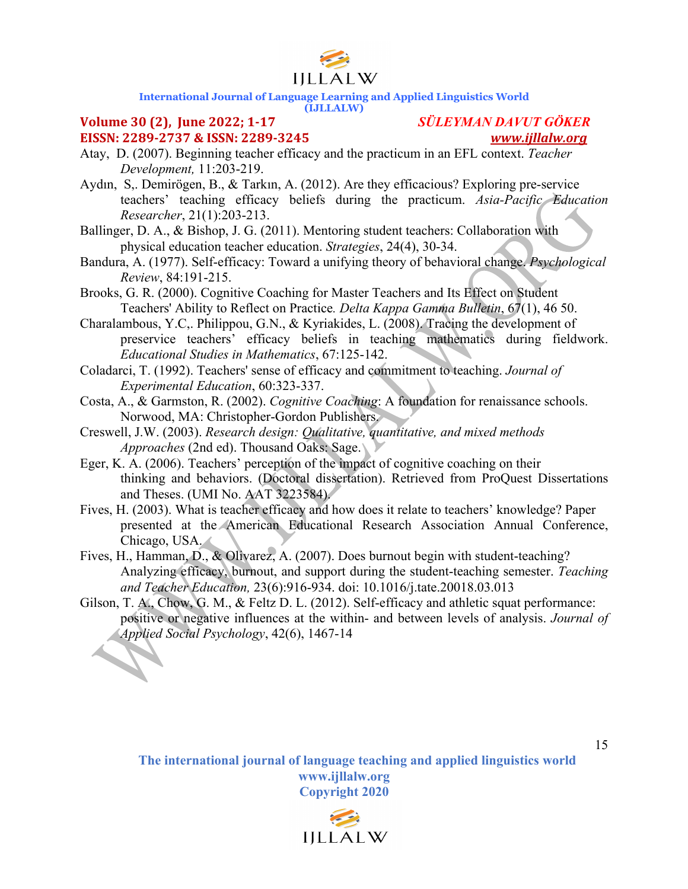Atay, D. (2007). Beginning teacher efficacy and the practicum in an EFL context. *Teacher Development,* 11:203-219.

Aydın, S,. Demirögen, B., & Tarkın, A. (2012). Are they efficacious? Exploring pre-service teachers' teaching efficacy beliefs during the practicum. *Asia-Pacific Education Researcher*, 21(1):203-213.

Ballinger, D. A., & Bishop, J. G. (2011). Mentoring student teachers: Collaboration with physical education teacher education. *Strategies*, 24(4), 30-34.

Bandura, A. (1977). Self-efficacy: Toward a unifying theory of behavioral change. *Psychological Review*, 84:191-215.

Brooks, G. R. (2000). Cognitive Coaching for Master Teachers and Its Effect on Student Teachers' Ability to Reflect on Practice. *Delta Kappa Gamma Bulletin*, 67(1), 46 50.

Charalambous, Y.C,. Philippou, G.N., & Kyriakides, L. (2008). Tracing the development of preservice teachers' efficacy beliefs in teaching mathematics during fieldwork. *Educational Studies in Mathematics*, 67:125-142.

Coladarci, T. (1992). Teachers' sense of efficacy and commitment to teaching. *Journal of Experimental Education*, 60:323-337.

Costa, A., & Garmston, R. (2002). *Cognitive Coaching*: A foundation for renaissance schools. Norwood, MA: Christopher-Gordon Publishers.

Creswell, J.W. (2003). *Research design: Qualitative, quantitative, and mixed methods Approaches* (2nd ed). Thousand Oaks: Sage.

Eger, K. A. (2006). Teachers' perception of the impact of cognitive coaching on their thinking and behaviors. (Doctoral dissertation). Retrieved from ProQuest Dissertations and Theses. (UMI No. AAT 3223584).

Fives, H. (2003). What is teacher efficacy and how does it relate to teachers' knowledge? Paper presented at the American Educational Research Association Annual Conference, Chicago, USA.

Fives, H., Hamman, D., & Olivarez, A. (2007). Does burnout begin with student-teaching? Analyzing efficacy, burnout, and support during the student-teaching semester. *Teaching and Teacher Education,* 23(6):916-934. doi: 10.1016/j.tate.20018.03.013

Gilson, T. A., Chow, G. M., & Feltz D. L. (2012). Self-efficacy and athletic squat performance: positive or negative influences at the within- and between levels of analysis. *Journal of Applied Social Psychology*, 42(6), 1467-14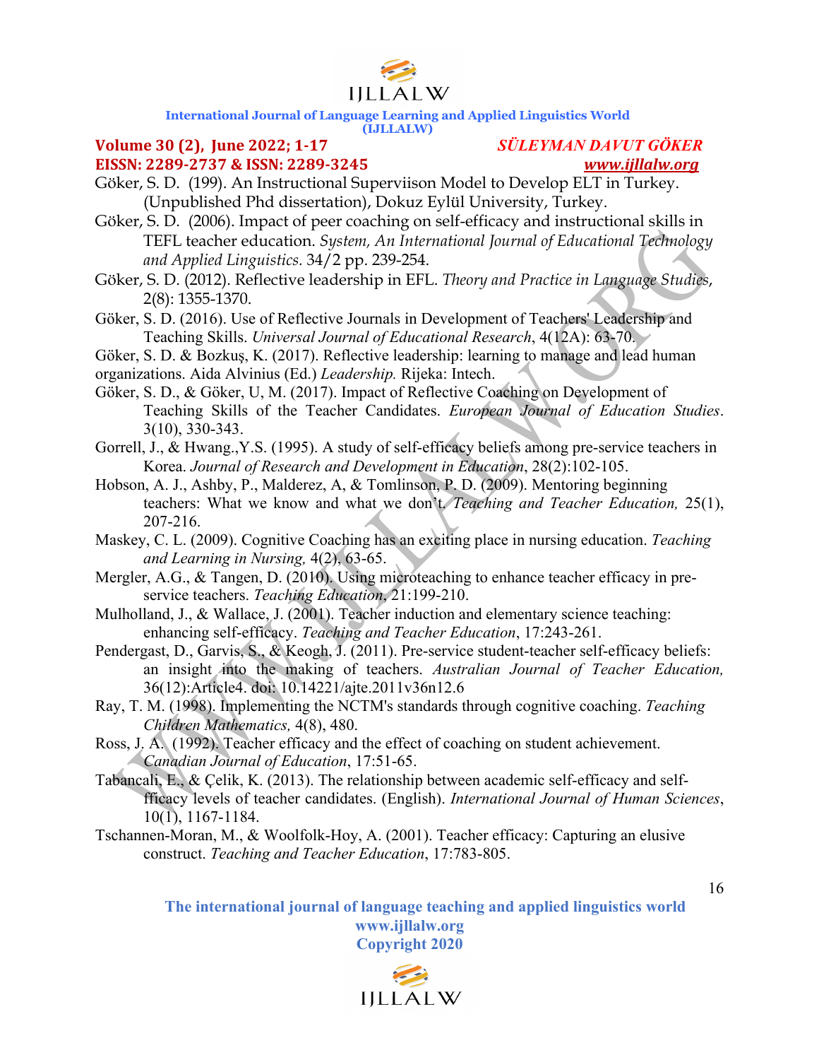Göker, S. D. (199). An Instructional Superviison Model to Develop ELT in Turkey. (Unpublished Phd dissertation), Dokuz Eylül University, Turkey.

Göker, S. D. (2006). Impact of peer coaching on self-efficacy and instructional skills in TEFL teacher education. *System, An International Journal of Educational Technology and Applied Linguistics.* 34/2 pp. 239-254.

Göker, S. D. (2012). Reflective leadership in EFL. *Theory and Practice in Language Studies*, 2(8): 1355-1370.

Göker, S. D. (2016). Use of Reflective Journals in Development of Teachers' Leadership and Teaching Skills. *Universal Journal of Educational Research*, 4(12A): 63-70.

Göker, S. D. & Bozkuş, K. (2017). Reflective leadership: learning to manage and lead human organizations. Aida Alvinius (Ed.) *Leadership.* Rijeka: Intech.

Göker, S. D., & Göker, U, M. (2017). Impact of Reflective Coaching on Development of Teaching Skills of the Teacher Candidates. *European Journal of Education Studies*. 3(10), 330-343.

Gorrell, J., & Hwang.,Y.S. (1995). A study of self-efficacy beliefs among pre-service teachers in Korea. *Journal of Research and Development in Education*, 28(2):102-105.

Hobson, A. J., Ashby, P., Malderez, A, & Tomlinson, P. D. (2009). Mentoring beginning teachers: What we know and what we don't. *Teaching and Teacher Education,* 25(1), 207-216.

Maskey, C. L. (2009). Cognitive Coaching has an exciting place in nursing education. *Teaching and Learning in Nursing,* 4(2), 63-65.

Mergler, A.G., & Tangen, D. (2010). Using microteaching to enhance teacher efficacy in pre-service teachers. *Teaching Education*, 21:199-210.

Mulholland, J., & Wallace, J. (2001). Teacher induction and elementary science teaching: enhancing self-efficacy. *Teaching and Teacher Education*, 17:243-261.

Pendergast, D., Garvis, S., & Keogh, J. (2011). Pre-service student-teacher self-efficacy beliefs: an insight into the making of teachers. *Australian Journal of Teacher Education,* 36(12):Article4. doi: 10.14221/ajte.2011v36n12.6

Ray, T. M. (1998). Implementing the NCTM's standards through cognitive coaching. *Teaching Children Mathematics,* 4(8), 480.

Ross, J. A. (1992). Teacher efficacy and the effect of coaching on student achievement. *Canadian Journal of Education*, 17:51-65.

Tabancali, E., & Çelik, K. (2013). The relationship between academic self-efficacy and self-fficacy levels of teacher candidates. (English). *International Journal of Human Sciences*, 10(1), 1167-1184.

Tschannen-Moran, M., & Woolfolk-Hoy, A. (2001). Teacher efficacy: Capturing an elusive construct. *Teaching and Teacher Education*, 17:783-805.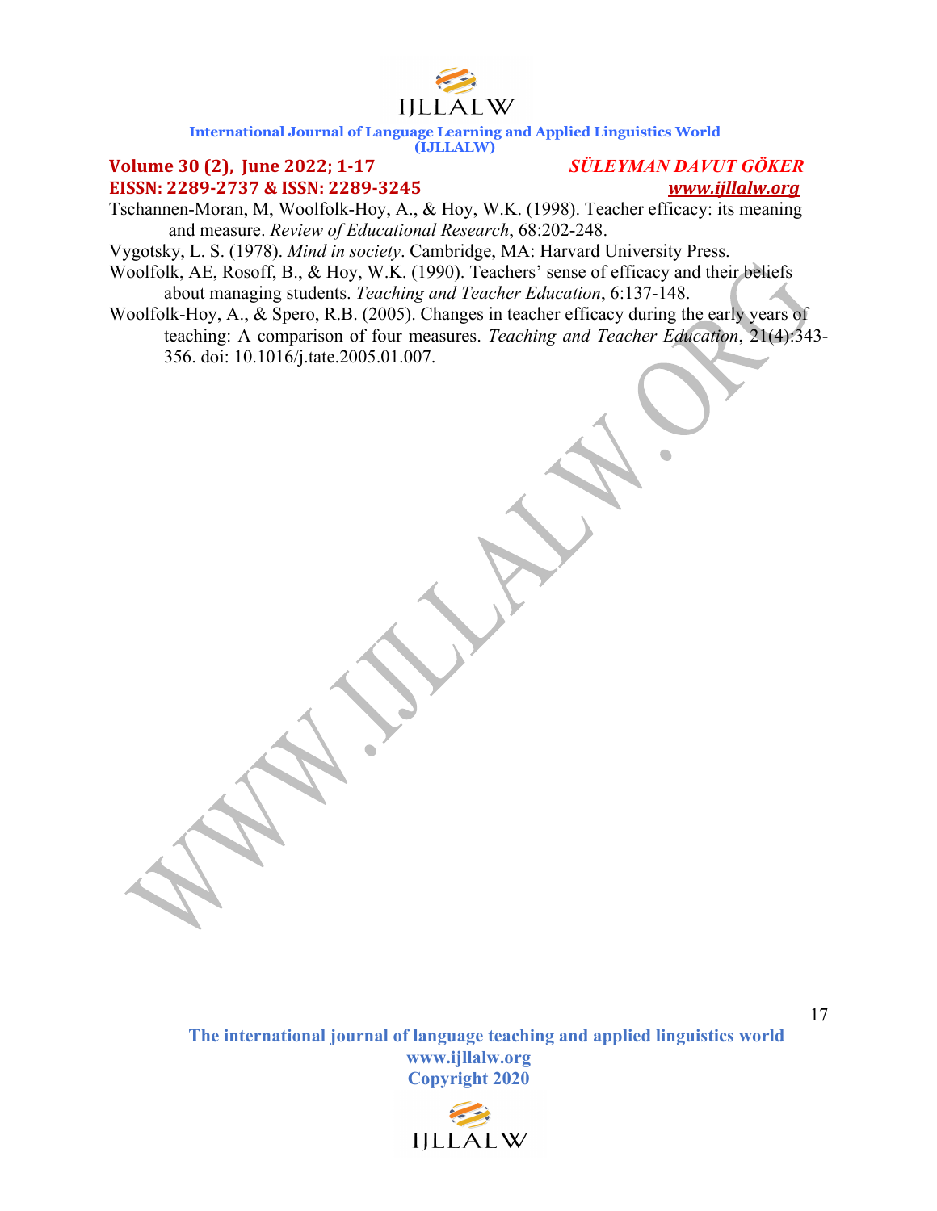Tschannen-Moran, M, Woolfolk-Hoy, A., & Hoy, W.K. (1998). Teacher efficacy: its meaning and measure. *Review of Educational Research*, 68:202-248.

Vygotsky, L. S. (1978). *Mind in society*. Cambridge, MA: Harvard University Press.

Woolfolk, AE, Rosoff, B., & Hoy, W.K. (1990). Teachers' sense of efficacy and their beliefs about managing students. *Teaching and Teacher Education*, 6:137-148.

Woolfolk-Hoy, A., & Spero, R.B. (2005). Changes in teacher efficacy during the early years of teaching: A comparison of four measures. *Teaching and Teacher Education*, 21(4):343-356. doi: 10.1016/j.tate.2005.01.007.